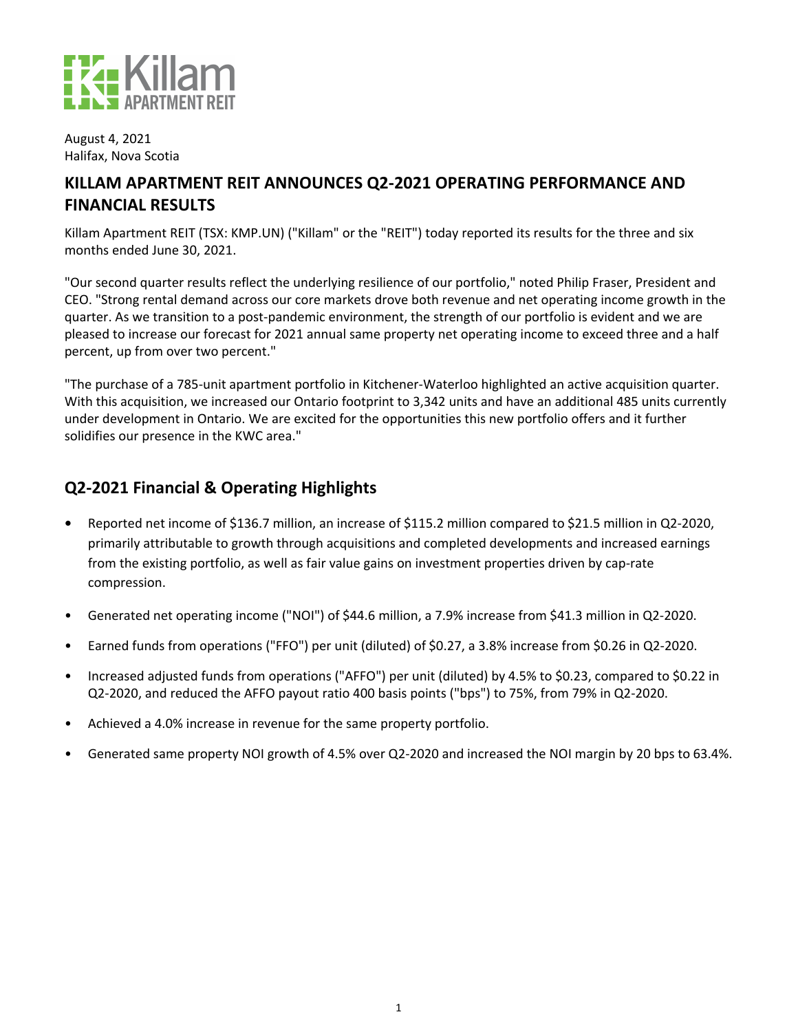August 4, 2021
Halifax, Nova Scotia

# KILLAM APARTMENT REIT ANNOUNCES Q2-2021 OPERATING PERFORMANCE AND FINANCIAL RESULTS

Killam Apartment REIT (TSX: KMP.UN) ("Killam" or the "REIT") today reported its results for the three and six months ended June 30, 2021.

"Our second quarter results reflect the underlying resilience of our portfolio," noted Philip Fraser, President and CEO. "Strong rental demand across our core markets drove both revenue and net operating income growth in the quarter. As we transition to a post-pandemic environment, the strength of our portfolio is evident and we are pleased to increase our forecast for 2021 annual same property net operating income to exceed three and a half percent, up from over two percent."

"The purchase of a 785-unit apartment portfolio in Kitchener-Waterloo highlighted an active acquisition quarter. With this acquisition, we increased our Ontario footprint to 3,342 units and have an additional 485 units currently under development in Ontario. We are excited for the opportunities this new portfolio offers and it further solidifies our presence in the KWC area."

## Q2-2021 Financial & Operating Highlights

- Reported net income of $136.7 million, an increase of $115.2 million compared to $21.5 million in Q2-2020, primarily attributable to growth through acquisitions and completed developments and increased earnings from the existing portfolio, as well as fair value gains on investment properties driven by cap-rate compression.
- Generated net operating income ("NOI") of $44.6 million, a 7.9% increase from $41.3 million in Q2-2020.
- Earned funds from operations ("FFO") per unit (diluted) of $0.27, a 3.8% increase from $0.26 in Q2-2020.
- Increased adjusted funds from operations ("AFFO") per unit (diluted) by 4.5% to $0.23, compared to $0.22 in Q2-2020, and reduced the AFFO payout ratio 400 basis points ("bps") to 75%, from 79% in Q2-2020.
- Achieved a 4.0% increase in revenue for the same property portfolio.
- Generated same property NOI growth of 4.5% over Q2-2020 and increased the NOI margin by 20 bps to 63.4%.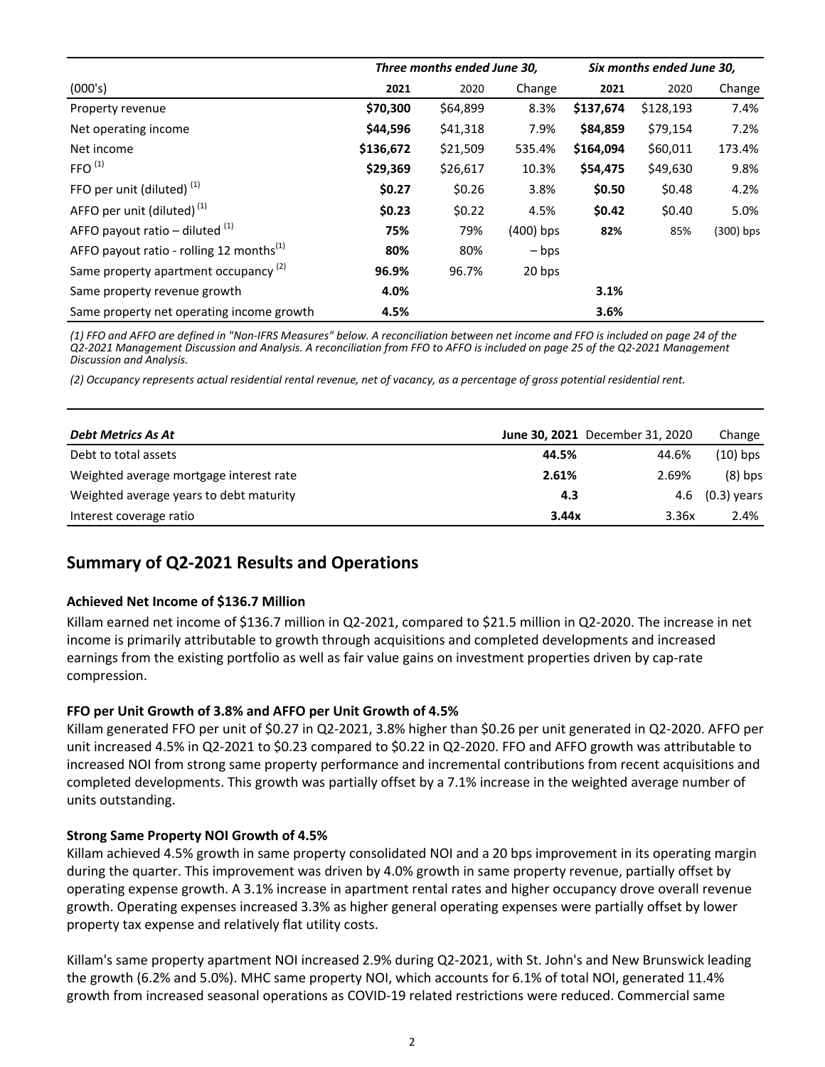| (000's) | Three months ended June 30, 2021 | 2020 | Change | Six months ended June 30, 2021 | 2020 | Change |
|---|---|---|---|---|---|---|
| Property revenue | **$70,300** | $64,899 | 8.3% | **$137,674** | $128,193 | 7.4% |
| Net operating income | **$44,596** | $41,318 | 7.9% | **$84,859** | $79,154 | 7.2% |
| Net income | **$136,672** | $21,509 | 535.4% | **$164,094** | $60,011 | 173.4% |
| FFO [(1)] | **$29,369** | $26,617 | 10.3% | **$54,475** | $49,630 | 9.8% |
| FFO per unit (diluted) [(1)] | **$0.27** | $0.26 | 3.8% | **$0.50** | $0.48 | 4.2% |
| AFFO per unit (diluted) [(1)] | **$0.23** | $0.22 | 4.5% | **$0.42** | $0.40 | 5.0% |
| AFFO payout ratio – diluted [(1)] | **75%** | 79% | (400) bps | **82%** | 85% | (300) bps |
| AFFO payout ratio - rolling 12 months[(1)] | **80%** | 80% | – bps | | | |
| Same property apartment occupancy [(2)] | **96.9%** | 96.7% | 20 bps | | | |
| Same property revenue growth | **4.0%** | | | **3.1%** | | |
| Same property net operating income growth | **4.5%** | | | **3.6%** | | |

*(1) FFO and AFFO are defined in "Non-IFRS Measures" below. A reconciliation between net income and FFO is included on page 24 of the Q2-2021 Management Discussion and Analysis. A reconciliation from FFO to AFFO is included on page 25 of the Q2-2021 Management Discussion and Analysis.*

*(2) Occupancy represents actual residential rental revenue, net of vacancy, as a percentage of gross potential residential rent.*

| *Debt Metrics As At* | **June 30, 2021** | December 31, 2020 | Change |
|---|---|---|---|
| Debt to total assets | **44.5%** | 44.6% | (10) bps |
| Weighted average mortgage interest rate | **2.61%** | 2.69% | (8) bps |
| Weighted average years to debt maturity | **4.3** | 4.6 | (0.3) years |
| Interest coverage ratio | **3.44x** | 3.36x | 2.4% |

## Summary of Q2-2021 Results and Operations

### Achieved Net Income of $136.7 Million

Killam earned net income of $136.7 million in Q2-2021, compared to $21.5 million in Q2-2020. The increase in net income is primarily attributable to growth through acquisitions and completed developments and increased earnings from the existing portfolio as well as fair value gains on investment properties driven by cap-rate compression.

### FFO per Unit Growth of 3.8% and AFFO per Unit Growth of 4.5%

Killam generated FFO per unit of $0.27 in Q2-2021, 3.8% higher than $0.26 per unit generated in Q2-2020. AFFO per unit increased 4.5% in Q2-2021 to $0.23 compared to $0.22 in Q2-2020. FFO and AFFO growth was attributable to increased NOI from strong same property performance and incremental contributions from recent acquisitions and completed developments. This growth was partially offset by a 7.1% increase in the weighted average number of units outstanding.

### Strong Same Property NOI Growth of 4.5%

Killam achieved 4.5% growth in same property consolidated NOI and a 20 bps improvement in its operating margin during the quarter. This improvement was driven by 4.0% growth in same property revenue, partially offset by operating expense growth. A 3.1% increase in apartment rental rates and higher occupancy drove overall revenue growth. Operating expenses increased 3.3% as higher general operating expenses were partially offset by lower property tax expense and relatively flat utility costs.

Killam's same property apartment NOI increased 2.9% during Q2-2021, with St. John's and New Brunswick leading the growth (6.2% and 5.0%). MHC same property NOI, which accounts for 6.1% of total NOI, generated 11.4% growth from increased seasonal operations as COVID-19 related restrictions were reduced. Commercial same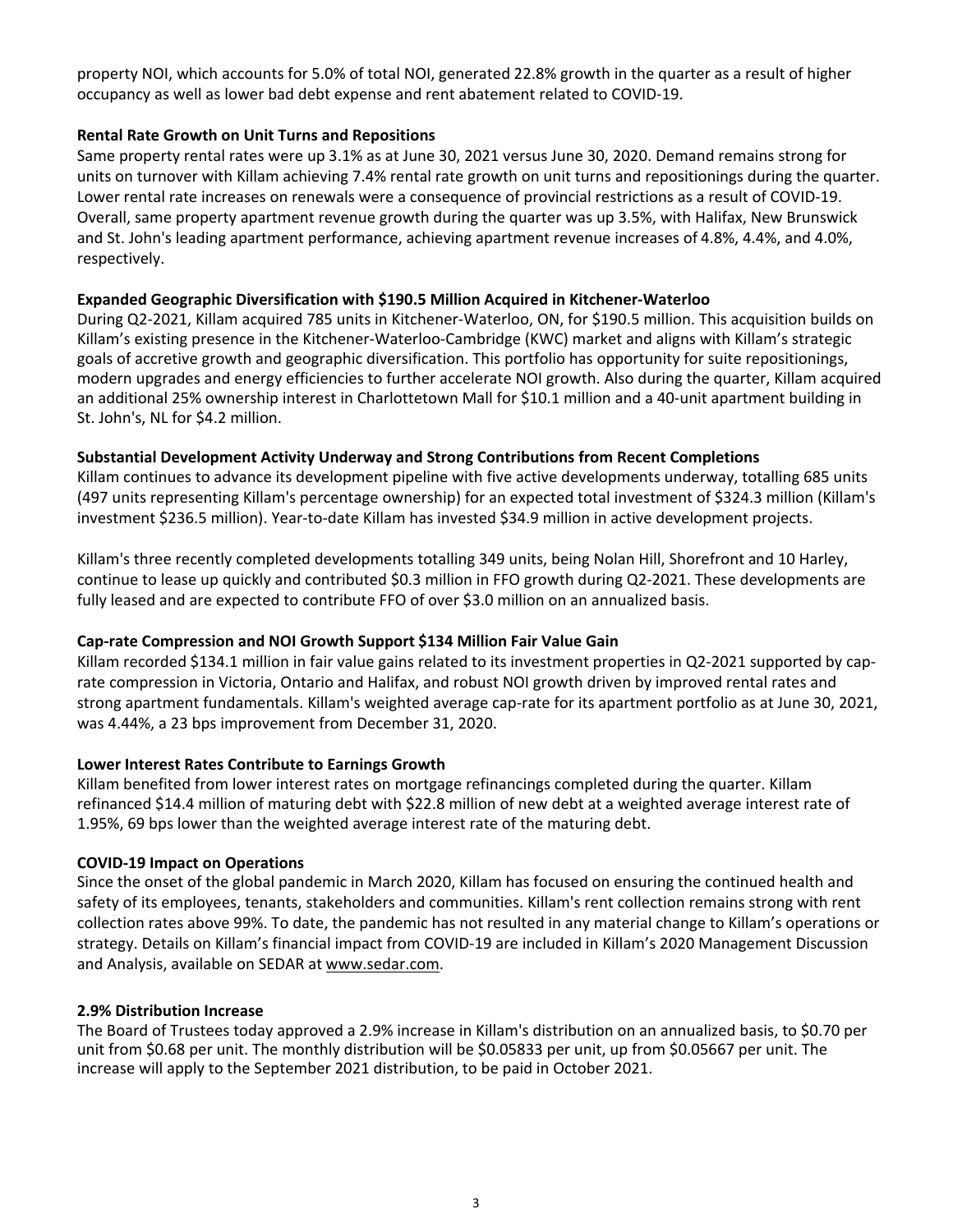property NOI, which accounts for 5.0% of total NOI, generated 22.8% growth in the quarter as a result of higher occupancy as well as lower bad debt expense and rent abatement related to COVID-19.

**Rental Rate Growth on Unit Turns and Repositions**

Same property rental rates were up 3.1% as at June 30, 2021 versus June 30, 2020. Demand remains strong for units on turnover with Killam achieving 7.4% rental rate growth on unit turns and repositionings during the quarter. Lower rental rate increases on renewals were a consequence of provincial restrictions as a result of COVID-19. Overall, same property apartment revenue growth during the quarter was up 3.5%, with Halifax, New Brunswick and St. John's leading apartment performance, achieving apartment revenue increases of 4.8%, 4.4%, and 4.0%, respectively.

**Expanded Geographic Diversification with $190.5 Million Acquired in Kitchener-Waterloo**

During Q2-2021, Killam acquired 785 units in Kitchener-Waterloo, ON, for $190.5 million. This acquisition builds on Killam's existing presence in the Kitchener-Waterloo-Cambridge (KWC) market and aligns with Killam's strategic goals of accretive growth and geographic diversification. This portfolio has opportunity for suite repositionings, modern upgrades and energy efficiencies to further accelerate NOI growth. Also during the quarter, Killam acquired an additional 25% ownership interest in Charlottetown Mall for $10.1 million and a 40-unit apartment building in St. John's, NL for $4.2 million.

**Substantial Development Activity Underway and Strong Contributions from Recent Completions**

Killam continues to advance its development pipeline with five active developments underway, totalling 685 units (497 units representing Killam's percentage ownership) for an expected total investment of $324.3 million (Killam's investment $236.5 million). Year-to-date Killam has invested $34.9 million in active development projects.

Killam's three recently completed developments totalling 349 units, being Nolan Hill, Shorefront and 10 Harley, continue to lease up quickly and contributed $0.3 million in FFO growth during Q2-2021. These developments are fully leased and are expected to contribute FFO of over $3.0 million on an annualized basis.

**Cap-rate Compression and NOI Growth Support $134 Million Fair Value Gain**

Killam recorded $134.1 million in fair value gains related to its investment properties in Q2-2021 supported by cap-rate compression in Victoria, Ontario and Halifax, and robust NOI growth driven by improved rental rates and strong apartment fundamentals. Killam's weighted average cap-rate for its apartment portfolio as at June 30, 2021, was 4.44%, a 23 bps improvement from December 31, 2020.

**Lower Interest Rates Contribute to Earnings Growth**

Killam benefited from lower interest rates on mortgage refinancings completed during the quarter. Killam refinanced $14.4 million of maturing debt with $22.8 million of new debt at a weighted average interest rate of 1.95%, 69 bps lower than the weighted average interest rate of the maturing debt.

**COVID-19 Impact on Operations**

Since the onset of the global pandemic in March 2020, Killam has focused on ensuring the continued health and safety of its employees, tenants, stakeholders and communities. Killam's rent collection remains strong with rent collection rates above 99%. To date, the pandemic has not resulted in any material change to Killam's operations or strategy. Details on Killam's financial impact from COVID-19 are included in Killam's 2020 Management Discussion and Analysis, available on SEDAR at www.sedar.com.

**2.9% Distribution Increase**

The Board of Trustees today approved a 2.9% increase in Killam's distribution on an annualized basis, to $0.70 per unit from $0.68 per unit. The monthly distribution will be $0.05833 per unit, up from $0.05667 per unit. The increase will apply to the September 2021 distribution, to be paid in October 2021.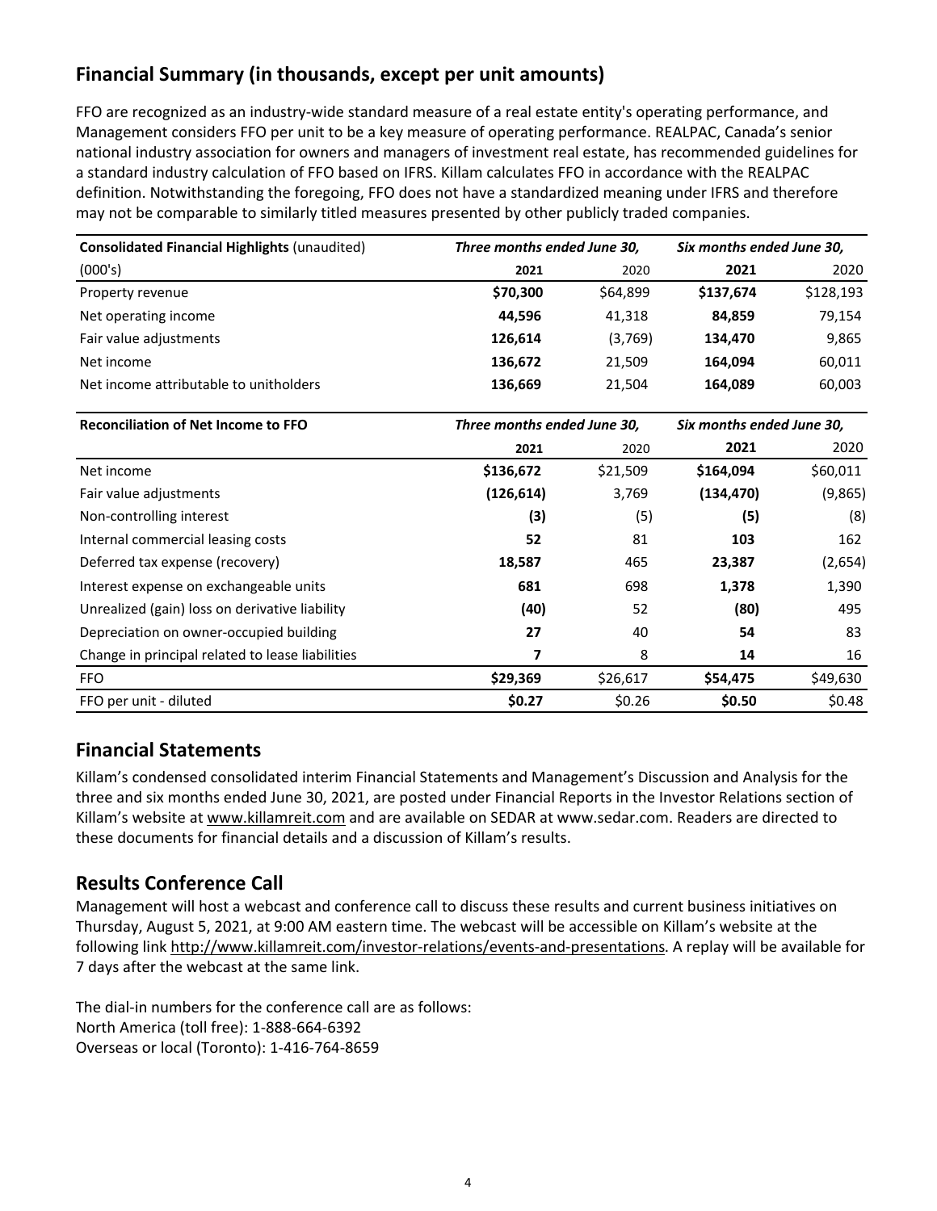## Financial Summary (in thousands, except per unit amounts)

FFO are recognized as an industry-wide standard measure of a real estate entity's operating performance, and Management considers FFO per unit to be a key measure of operating performance. REALPAC, Canada's senior national industry association for owners and managers of investment real estate, has recommended guidelines for a standard industry calculation of FFO based on IFRS. Killam calculates FFO in accordance with the REALPAC definition. Notwithstanding the foregoing, FFO does not have a standardized meaning under IFRS and therefore may not be comparable to similarly titled measures presented by other publicly traded companies.

| **Consolidated Financial Highlights** (unaudited) | *Three months ended June 30,* | | *Six months ended June 30,* | |
|---|---|---|---|---|
| (000's) | **2021** | 2020 | **2021** | 2020 |
| Property revenue | **$70,300** | $64,899 | **$137,674** | $128,193 |
| Net operating income | **44,596** | 41,318 | **84,859** | 79,154 |
| Fair value adjustments | **126,614** | (3,769) | **134,470** | 9,865 |
| Net income | **136,672** | 21,509 | **164,094** | 60,011 |
| Net income attributable to unitholders | **136,669** | 21,504 | **164,089** | 60,003 |

| **Reconciliation of Net Income to FFO** | *Three months ended June 30,* | | *Six months ended June 30,* | |
|---|---|---|---|---|
| | **2021** | 2020 | **2021** | 2020 |
| Net income | **$136,672** | $21,509 | **$164,094** | $60,011 |
| Fair value adjustments | **(126,614)** | 3,769 | **(134,470)** | (9,865) |
| Non-controlling interest | **(3)** | (5) | **(5)** | (8) |
| Internal commercial leasing costs | **52** | 81 | **103** | 162 |
| Deferred tax expense (recovery) | **18,587** | 465 | **23,387** | (2,654) |
| Interest expense on exchangeable units | **681** | 698 | **1,378** | 1,390 |
| Unrealized (gain) loss on derivative liability | **(40)** | 52 | **(80)** | 495 |
| Depreciation on owner-occupied building | **27** | 40 | **54** | 83 |
| Change in principal related to lease liabilities | **7** | 8 | **14** | 16 |
| FFO | **$29,369** | $26,617 | **$54,475** | $49,630 |
| FFO per unit - diluted | **$0.27** | $0.26 | **$0.50** | $0.48 |

## Financial Statements

Killam's condensed consolidated interim Financial Statements and Management's Discussion and Analysis for the three and six months ended June 30, 2021, are posted under Financial Reports in the Investor Relations section of Killam's website at www.killamreit.com and are available on SEDAR at www.sedar.com. Readers are directed to these documents for financial details and a discussion of Killam's results.

## Results Conference Call

Management will host a webcast and conference call to discuss these results and current business initiatives on Thursday, August 5, 2021, at 9:00 AM eastern time. The webcast will be accessible on Killam's website at the following link http://www.killamreit.com/investor-relations/events-and-presentations. A replay will be available for 7 days after the webcast at the same link.

The dial-in numbers for the conference call are as follows:
North America (toll free): 1-888-664-6392
Overseas or local (Toronto): 1-416-764-8659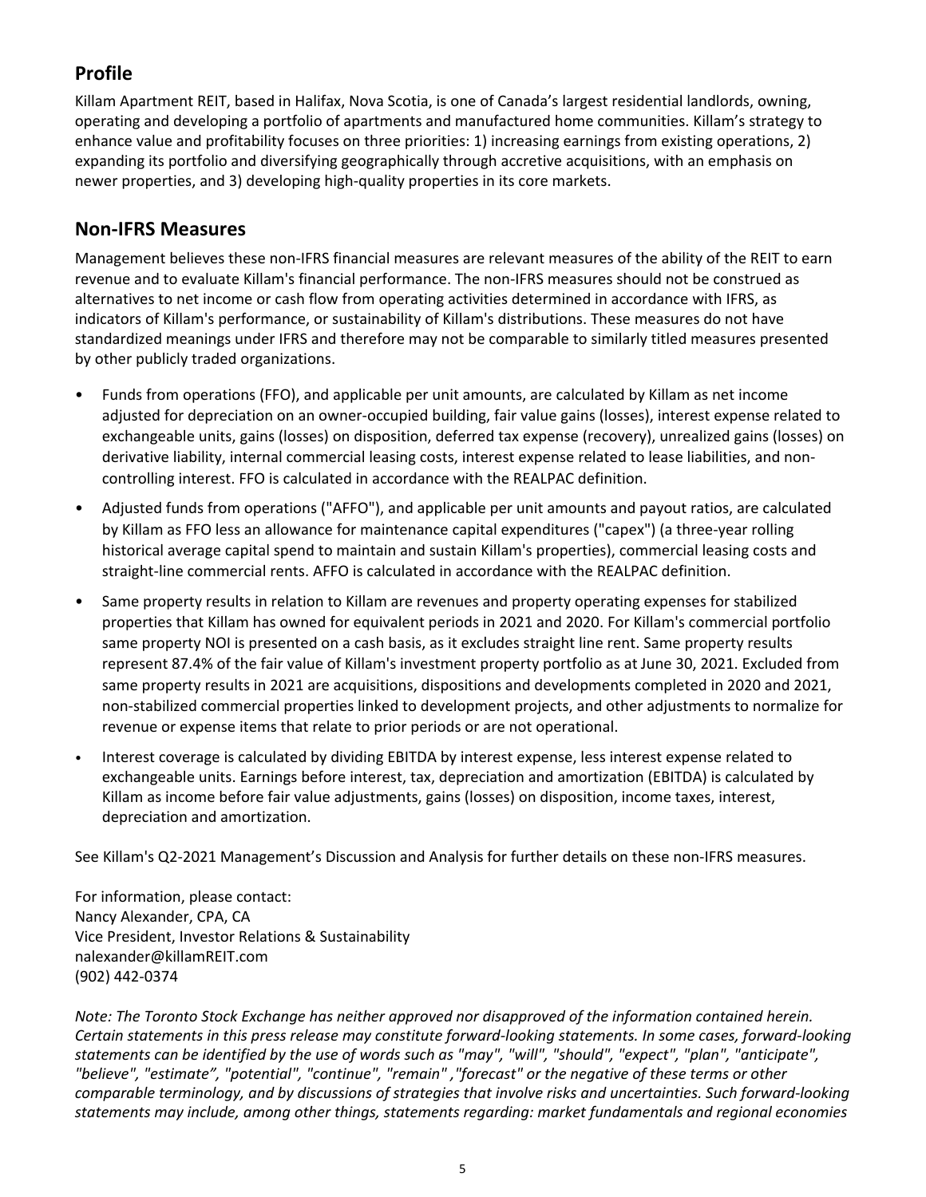## Profile

Killam Apartment REIT, based in Halifax, Nova Scotia, is one of Canada's largest residential landlords, owning, operating and developing a portfolio of apartments and manufactured home communities. Killam's strategy to enhance value and profitability focuses on three priorities: 1) increasing earnings from existing operations, 2) expanding its portfolio and diversifying geographically through accretive acquisitions, with an emphasis on newer properties, and 3) developing high-quality properties in its core markets.

## Non-IFRS Measures

Management believes these non-IFRS financial measures are relevant measures of the ability of the REIT to earn revenue and to evaluate Killam's financial performance. The non-IFRS measures should not be construed as alternatives to net income or cash flow from operating activities determined in accordance with IFRS, as indicators of Killam's performance, or sustainability of Killam's distributions. These measures do not have standardized meanings under IFRS and therefore may not be comparable to similarly titled measures presented by other publicly traded organizations.

- Funds from operations (FFO), and applicable per unit amounts, are calculated by Killam as net income adjusted for depreciation on an owner-occupied building, fair value gains (losses), interest expense related to exchangeable units, gains (losses) on disposition, deferred tax expense (recovery), unrealized gains (losses) on derivative liability, internal commercial leasing costs, interest expense related to lease liabilities, and non-controlling interest. FFO is calculated in accordance with the REALPAC definition.
- Adjusted funds from operations ("AFFO"), and applicable per unit amounts and payout ratios, are calculated by Killam as FFO less an allowance for maintenance capital expenditures ("capex") (a three-year rolling historical average capital spend to maintain and sustain Killam's properties), commercial leasing costs and straight-line commercial rents. AFFO is calculated in accordance with the REALPAC definition.
- Same property results in relation to Killam are revenues and property operating expenses for stabilized properties that Killam has owned for equivalent periods in 2021 and 2020. For Killam's commercial portfolio same property NOI is presented on a cash basis, as it excludes straight line rent. Same property results represent 87.4% of the fair value of Killam's investment property portfolio as at June 30, 2021. Excluded from same property results in 2021 are acquisitions, dispositions and developments completed in 2020 and 2021, non-stabilized commercial properties linked to development projects, and other adjustments to normalize for revenue or expense items that relate to prior periods or are not operational.
- Interest coverage is calculated by dividing EBITDA by interest expense, less interest expense related to exchangeable units. Earnings before interest, tax, depreciation and amortization (EBITDA) is calculated by Killam as income before fair value adjustments, gains (losses) on disposition, income taxes, interest, depreciation and amortization.

See Killam's Q2-2021 Management's Discussion and Analysis for further details on these non-IFRS measures.

For information, please contact:
Nancy Alexander, CPA, CA
Vice President, Investor Relations & Sustainability
nalexander@killamREIT.com
(902) 442-0374

*Note: The Toronto Stock Exchange has neither approved nor disapproved of the information contained herein. Certain statements in this press release may constitute forward-looking statements. In some cases, forward-looking statements can be identified by the use of words such as "may", "will", "should", "expect", "plan", "anticipate", "believe", "estimate", "potential", "continue", "remain" ,"forecast" or the negative of these terms or other comparable terminology, and by discussions of strategies that involve risks and uncertainties. Such forward-looking statements may include, among other things, statements regarding: market fundamentals and regional economies*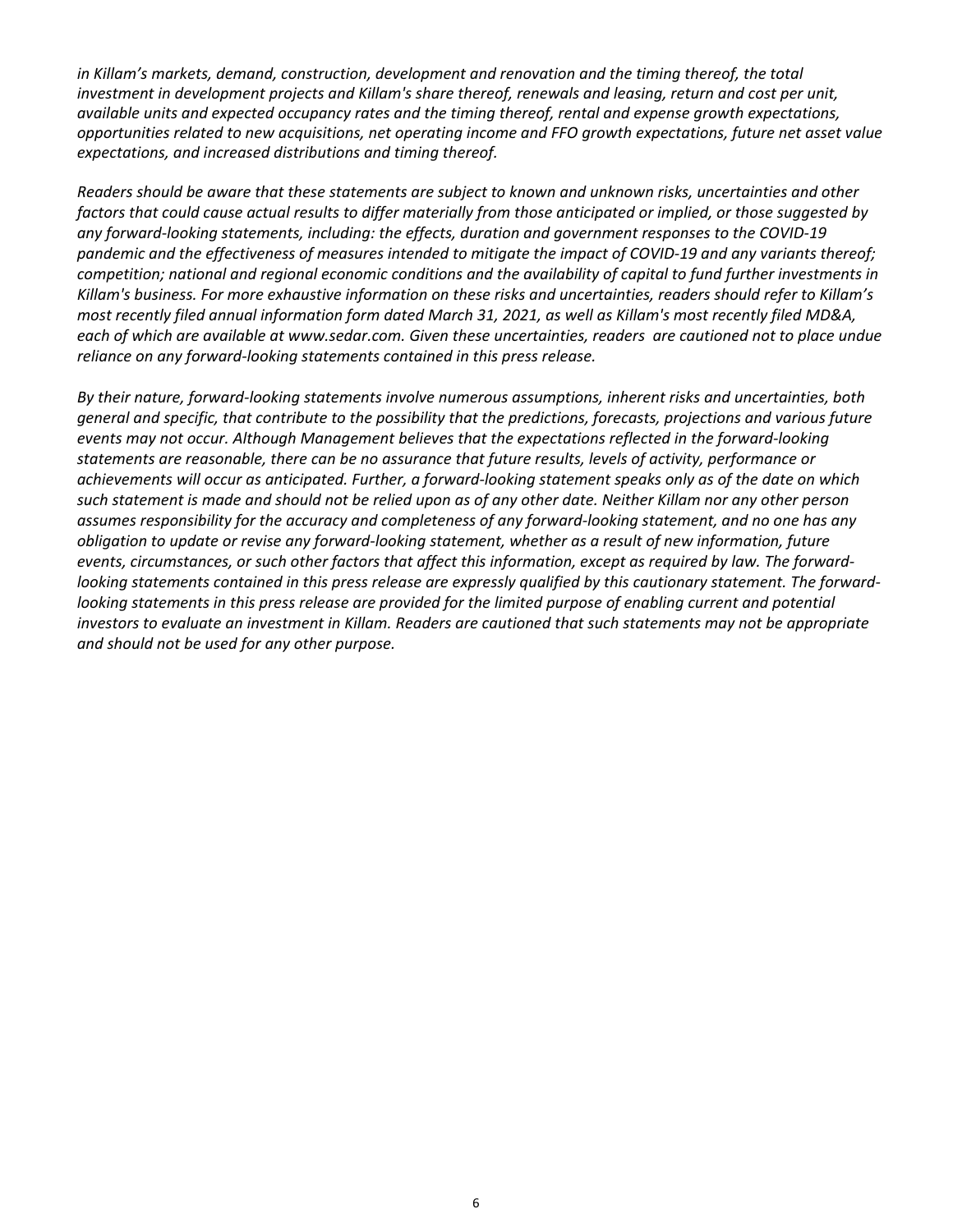*in Killam's markets, demand, construction, development and renovation and the timing thereof, the total investment in development projects and Killam's share thereof, renewals and leasing, return and cost per unit, available units and expected occupancy rates and the timing thereof, rental and expense growth expectations, opportunities related to new acquisitions, net operating income and FFO growth expectations, future net asset value expectations, and increased distributions and timing thereof.*

*Readers should be aware that these statements are subject to known and unknown risks, uncertainties and other factors that could cause actual results to differ materially from those anticipated or implied, or those suggested by any forward-looking statements, including: the effects, duration and government responses to the COVID-19 pandemic and the effectiveness of measures intended to mitigate the impact of COVID-19 and any variants thereof; competition; national and regional economic conditions and the availability of capital to fund further investments in Killam's business. For more exhaustive information on these risks and uncertainties, readers should refer to Killam's most recently filed annual information form dated March 31, 2021, as well as Killam's most recently filed MD&A, each of which are available at www.sedar.com. Given these uncertainties, readers are cautioned not to place undue reliance on any forward-looking statements contained in this press release.*

*By their nature, forward-looking statements involve numerous assumptions, inherent risks and uncertainties, both general and specific, that contribute to the possibility that the predictions, forecasts, projections and various future events may not occur. Although Management believes that the expectations reflected in the forward-looking statements are reasonable, there can be no assurance that future results, levels of activity, performance or achievements will occur as anticipated. Further, a forward-looking statement speaks only as of the date on which such statement is made and should not be relied upon as of any other date. Neither Killam nor any other person assumes responsibility for the accuracy and completeness of any forward-looking statement, and no one has any obligation to update or revise any forward-looking statement, whether as a result of new information, future events, circumstances, or such other factors that affect this information, except as required by law. The forward-looking statements contained in this press release are expressly qualified by this cautionary statement. The forward-looking statements in this press release are provided for the limited purpose of enabling current and potential investors to evaluate an investment in Killam. Readers are cautioned that such statements may not be appropriate and should not be used for any other purpose.*